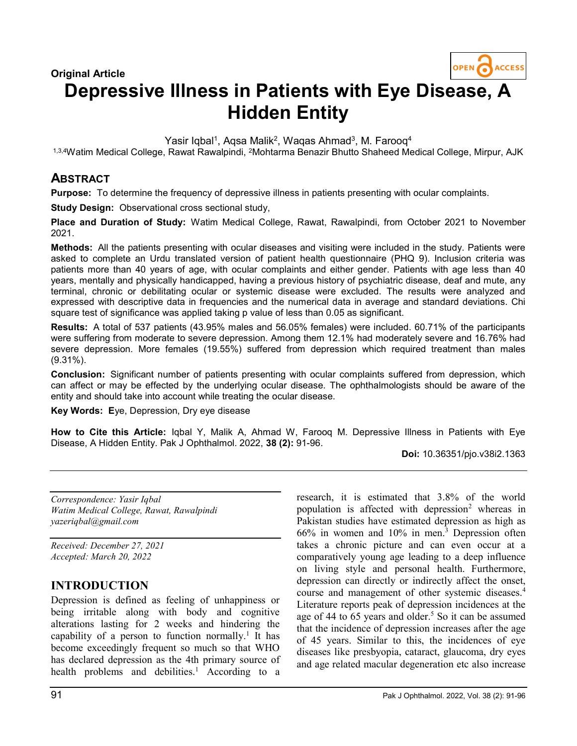**Original Article**

# Depressive Illness in Patients with Eye Disease, A Hidden Entity

Yasir Iqbal[1], Aqsa Malik[2], Waqas Ahmad[3], M. Farooq[4]

[1,3,4]Watim Medical College, Rawat Rawalpindi, [2]Mohtarma Benazir Bhutto Shaheed Medical College, Mirpur, AJK

## ABSTRACT

**Purpose:** To determine the frequency of depressive illness in patients presenting with ocular complaints.

**Study Design:** Observational cross sectional study,

**Place and Duration of Study:** Watim Medical College, Rawat, Rawalpindi, from October 2021 to November 2021.

**Methods:** All the patients presenting with ocular diseases and visiting were included in the study. Patients were asked to complete an Urdu translated version of patient health questionnaire (PHQ 9). Inclusion criteria was patients more than 40 years of age, with ocular complaints and either gender. Patients with age less than 40 years, mentally and physically handicapped, having a previous history of psychiatric disease, deaf and mute, any terminal, chronic or debilitating ocular or systemic disease were excluded. The results were analyzed and expressed with descriptive data in frequencies and the numerical data in average and standard deviations. Chi square test of significance was applied taking p value of less than 0.05 as significant.

**Results:** A total of 537 patients (43.95% males and 56.05% females) were included. 60.71% of the participants were suffering from moderate to severe depression. Among them 12.1% had moderately severe and 16.76% had severe depression. More females (19.55%) suffered from depression which required treatment than males (9.31%).

**Conclusion:** Significant number of patients presenting with ocular complaints suffered from depression, which can affect or may be effected by the underlying ocular disease. The ophthalmologists should be aware of the entity and should take into account while treating the ocular disease.

**Key Words:** **E**ye, Depression, Dry eye disease

**How to Cite this Article:** Iqbal Y, Malik A, Ahmad W, Farooq M. Depressive Illness in Patients with Eye Disease, A Hidden Entity. Pak J Ophthalmol. 2022, **38 (2):** 91-96.

**Doi:** 10.36351/pjo.v38i2.1363

*Correspondence: Yasir Iqbal*
*Watim Medical College, Rawat, Rawalpindi*
*yazeriqbal@gmail.com*

*Received: December 27, 2021*
*Accepted: March 20, 2022*

## INTRODUCTION

Depression is defined as feeling of unhappiness or being irritable along with body and cognitive alterations lasting for 2 weeks and hindering the capability of a person to function normally.[1] It has become exceedingly frequent so much so that WHO has declared depression as the 4th primary source of health problems and debilities.[1] According to a research, it is estimated that 3.8% of the world population is affected with depression[2] whereas in Pakistan studies have estimated depression as high as 66% in women and 10% in men.[3] Depression often takes a chronic picture and can even occur at a comparatively young age leading to a deep influence on living style and personal health. Furthermore, depression can directly or indirectly affect the onset, course and management of other systemic diseases.[4] Literature reports peak of depression incidences at the age of 44 to 65 years and older.[5] So it can be assumed that the incidence of depression increases after the age of 45 years. Similar to this, the incidences of eye diseases like presbyopia, cataract, glaucoma, dry eyes and age related macular degeneration etc also increase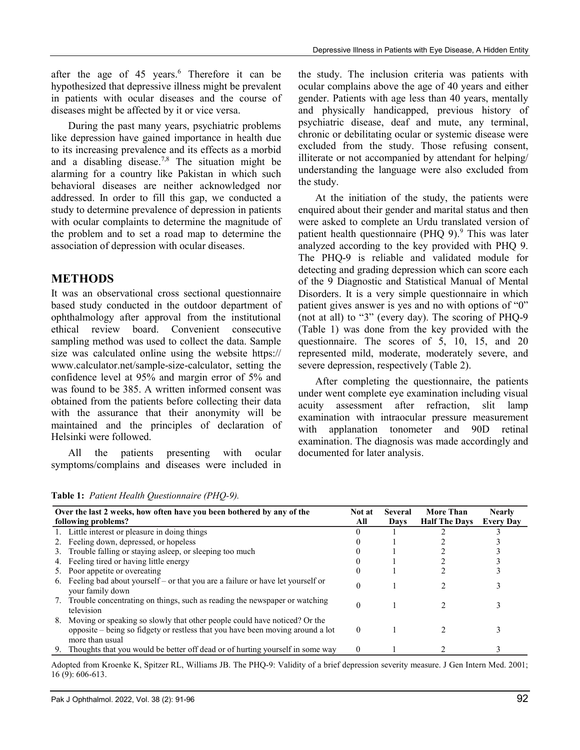after the age of 45 years.[6] Therefore it can be hypothesized that depressive illness might be prevalent in patients with ocular diseases and the course of diseases might be affected by it or vice versa.

During the past many years, psychiatric problems like depression have gained importance in health due to its increasing prevalence and its effects as a morbid and a disabling disease.[7,8] The situation might be alarming for a country like Pakistan in which such behavioral diseases are neither acknowledged nor addressed. In order to fill this gap, we conducted a study to determine prevalence of depression in patients with ocular complaints to determine the magnitude of the problem and to set a road map to determine the association of depression with ocular diseases.

## METHODS

It was an observational cross sectional questionnaire based study conducted in the outdoor department of ophthalmology after approval from the institutional ethical review board. Convenient consecutive sampling method was used to collect the data. Sample size was calculated online using the website https://www.calculator.net/sample-size-calculator, setting the confidence level at 95% and margin error of 5% and was found to be 385. A written informed consent was obtained from the patients before collecting their data with the assurance that their anonymity will be maintained and the principles of declaration of Helsinki were followed.

All the patients presenting with ocular symptoms/complains and diseases were included in the study. The inclusion criteria was patients with ocular complains above the age of 40 years and either gender. Patients with age less than 40 years, mentally and physically handicapped, previous history of psychiatric disease, deaf and mute, any terminal, chronic or debilitating ocular or systemic disease were excluded from the study. Those refusing consent, illiterate or not accompanied by attendant for helping/understanding the language were also excluded from the study.

At the initiation of the study, the patients were enquired about their gender and marital status and then were asked to complete an Urdu translated version of patient health questionnaire (PHQ 9).[9] This was later analyzed according to the key provided with PHQ 9. The PHQ-9 is reliable and validated module for detecting and grading depression which can score each of the 9 Diagnostic and Statistical Manual of Mental Disorders. It is a very simple questionnaire in which patient gives answer is yes and no with options of "0" (not at all) to "3" (every day). The scoring of PHQ-9 (Table 1) was done from the key provided with the questionnaire. The scores of 5, 10, 15, and 20 represented mild, moderate, moderately severe, and severe depression, respectively (Table 2).

After completing the questionnaire, the patients under went complete eye examination including visual acuity assessment after refraction, slit lamp examination with intraocular pressure measurement with applanation tonometer and 90D retinal examination. The diagnosis was made accordingly and documented for later analysis.

**Table 1:** *Patient Health Questionnaire (PHQ-9).*

| Over the last 2 weeks, how often have you been bothered by any of the following problems? | Not at All | Several Days | More Than Half The Days | Nearly Every Day |
|---|---|---|---|---|
| 1. Little interest or pleasure in doing things | 0 | 1 | 2 | 3 |
| 2. Feeling down, depressed, or hopeless | 0 | 1 | 2 | 3 |
| 3. Trouble falling or staying asleep, or sleeping too much | 0 | 1 | 2 | 3 |
| 4. Feeling tired or having little energy | 0 | 1 | 2 | 3 |
| 5. Poor appetite or overeating | 0 | 1 | 2 | 3 |
| 6. Feeling bad about yourself – or that you are a failure or have let yourself or your family down | 0 | 1 | 2 | 3 |
| 7. Trouble concentrating on things, such as reading the newspaper or watching television | 0 | 1 | 2 | 3 |
| 8. Moving or speaking so slowly that other people could have noticed? Or the opposite – being so fidgety or restless that you have been moving around a lot more than usual | 0 | 1 | 2 | 3 |
| 9. Thoughts that you would be better off dead or of hurting yourself in some way | 0 | 1 | 2 | 3 |

Adopted from Kroenke K, Spitzer RL, Williams JB. The PHQ-9: Validity of a brief depression severity measure. J Gen Intern Med. 2001; 16 (9): 606-613.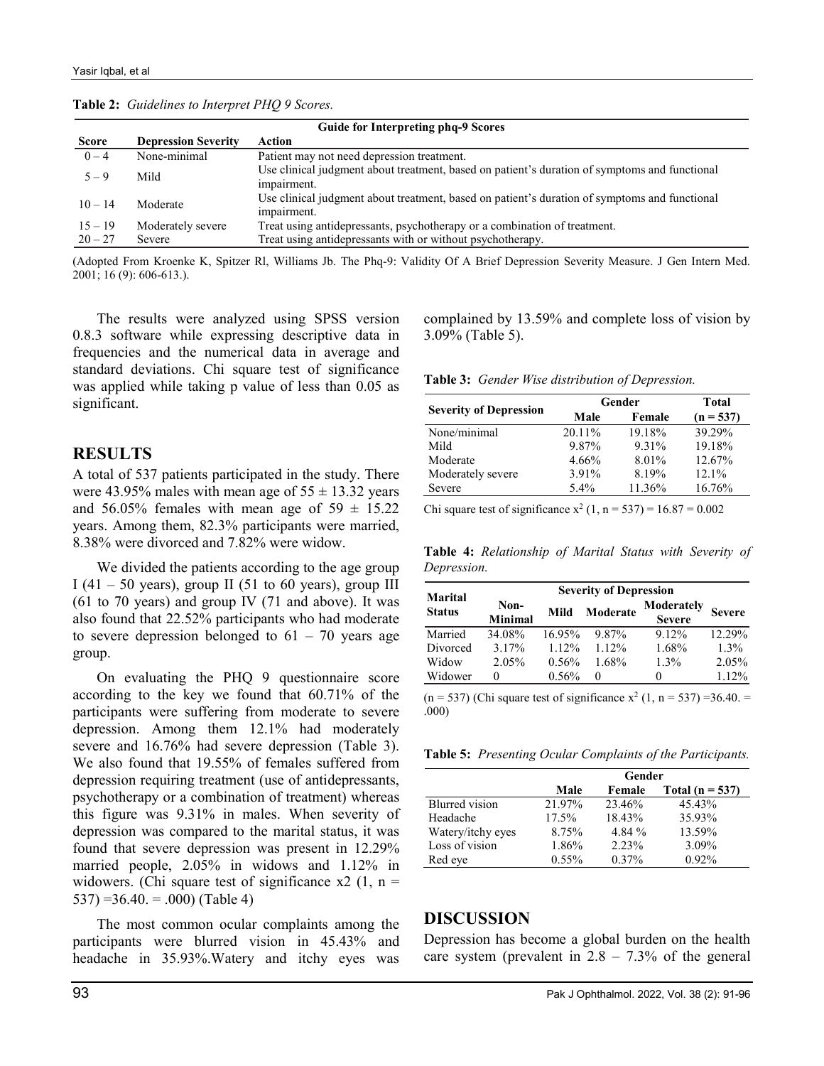**Table 2:** *Guidelines to Interpret PHQ 9 Scores.*

| Guide for Interpreting phq-9 Scores | | |
|---|---|---|
| **Score** | **Depression Severity** | **Action** |
| 0 – 4 | None-minimal | Patient may not need depression treatment. |
| 5 – 9 | Mild | Use clinical judgment about treatment, based on patient's duration of symptoms and functional impairment. |
| 10 – 14 | Moderate | Use clinical judgment about treatment, based on patient's duration of symptoms and functional impairment. |
| 15 – 19 | Moderately severe | Treat using antidepressants, psychotherapy or a combination of treatment. |
| 20 – 27 | Severe | Treat using antidepressants with or without psychotherapy. |

(Adopted From Kroenke K, Spitzer Rl, Williams Jb. The Phq-9: Validity Of A Brief Depression Severity Measure. J Gen Intern Med. 2001; 16 (9): 606-613.).

The results were analyzed using SPSS version 0.8.3 software while expressing descriptive data in frequencies and the numerical data in average and standard deviations. Chi square test of significance was applied while taking p value of less than 0.05 as significant.

## RESULTS

A total of 537 patients participated in the study. There were 43.95% males with mean age of 55 ± 13.32 years and 56.05% females with mean age of 59 ± 15.22 years. Among them, 82.3% participants were married, 8.38% were divorced and 7.82% were widow.

We divided the patients according to the age group I (41 – 50 years), group II (51 to 60 years), group III (61 to 70 years) and group IV (71 and above). It was also found that 22.52% participants who had moderate to severe depression belonged to 61 – 70 years age group.

On evaluating the PHQ 9 questionnaire score according to the key we found that 60.71% of the participants were suffering from moderate to severe depression. Among them 12.1% had moderately severe and 16.76% had severe depression (Table 3). We also found that 19.55% of females suffered from depression requiring treatment (use of antidepressants, psychotherapy or a combination of treatment) whereas this figure was 9.31% in males. When severity of depression was compared to the marital status, it was found that severe depression was present in 12.29% married people, 2.05% in widows and 1.12% in widowers. (Chi square test of significance x2 (1, n = 537) =36.40. = .000) (Table 4)

The most common ocular complaints among the participants were blurred vision in 45.43% and headache in 35.93%.Watery and itchy eyes was complained by 13.59% and complete loss of vision by 3.09% (Table 5).

**Table 3:** *Gender Wise distribution of Depression.*

| Severity of Depression | Gender | | Total |
|---|---|---|---|
| | Male | Female | (n = 537) |
| None/minimal | 20.11% | 19.18% | 39.29% |
| Mild | 9.87% | 9.31% | 19.18% |
| Moderate | 4.66% | 8.01% | 12.67% |
| Moderately severe | 3.91% | 8.19% | 12.1% |
| Severe | 5.4% | 11.36% | 16.76% |

Chi square test of significance $x^2$ (1, n = 537) = 16.87 = 0.002

**Table 4:** *Relationship of Marital Status with Severity of Depression.*

| Marital Status | Severity of Depression | | | | |
|---|---|---|---|---|---|
| | Non-Minimal | Mild | Moderate | Moderately Severe | Severe |
| Married | 34.08% | 16.95% | 9.87% | 9.12% | 12.29% |
| Divorced | 3.17% | 1.12% | 1.12% | 1.68% | 1.3% |
| Widow | 2.05% | 0.56% | 1.68% | 1.3% | 2.05% |
| Widower | 0 | 0.56% | 0 | 0 | 1.12% |

(n = 537) (Chi square test of significance $x^2$ (1, n = 537) =36.40. = .000)

**Table 5:** *Presenting Ocular Complaints of the Participants.*

| | Gender | | |
|---|---|---|---|
| | Male | Female | Total (n = 537) |
| Blurred vision | 21.97% | 23.46% | 45.43% |
| Headache | 17.5% | 18.43% | 35.93% |
| Watery/itchy eyes | 8.75% | 4.84 % | 13.59% |
| Loss of vision | 1.86% | 2.23% | 3.09% |
| Red eye | 0.55% | 0.37% | 0.92% |

## DISCUSSION

Depression has become a global burden on the health care system (prevalent in 2.8 – 7.3% of the general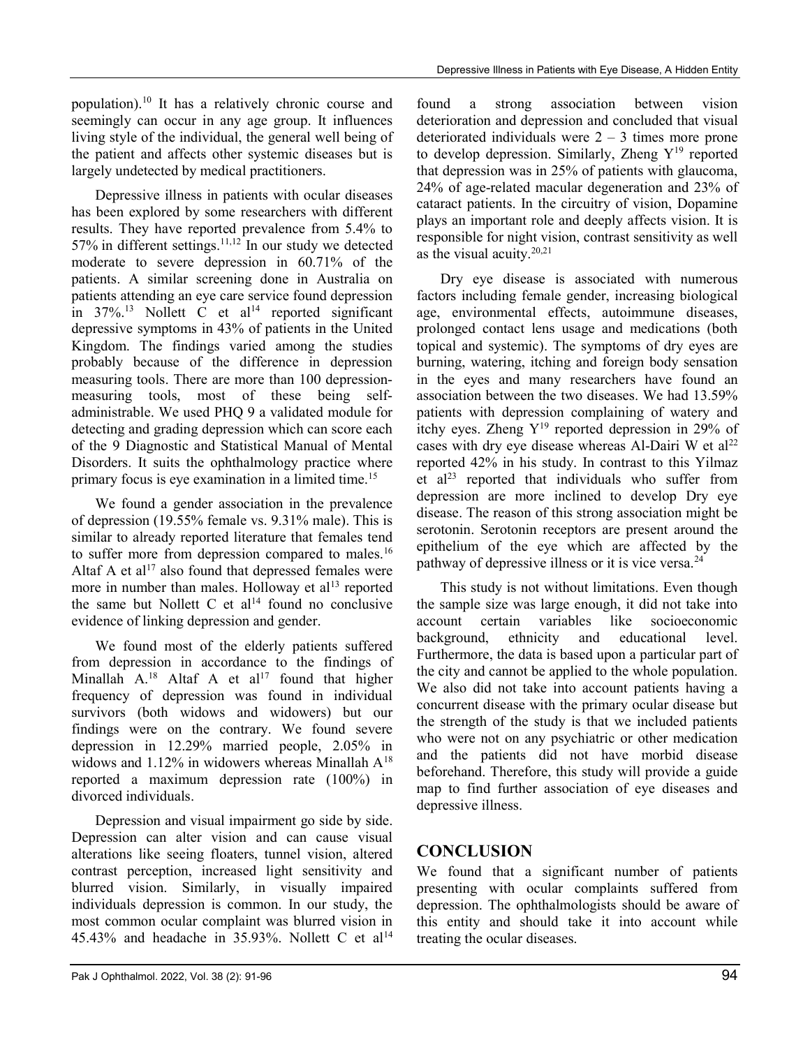population).[10] It has a relatively chronic course and seemingly can occur in any age group. It influences living style of the individual, the general well being of the patient and affects other systemic diseases but is largely undetected by medical practitioners.

Depressive illness in patients with ocular diseases has been explored by some researchers with different results. They have reported prevalence from 5.4% to 57% in different settings.[11,12] In our study we detected moderate to severe depression in 60.71% of the patients. A similar screening done in Australia on patients attending an eye care service found depression in 37%.[13] Nollett C et al[14] reported significant depressive symptoms in 43% of patients in the United Kingdom. The findings varied among the studies probably because of the difference in depression measuring tools. There are more than 100 depression-measuring tools, most of these being self-administrable. We used PHQ 9 a validated module for detecting and grading depression which can score each of the 9 Diagnostic and Statistical Manual of Mental Disorders. It suits the ophthalmology practice where primary focus is eye examination in a limited time.[15]

We found a gender association in the prevalence of depression (19.55% female vs. 9.31% male). This is similar to already reported literature that females tend to suffer more from depression compared to males.[16] Altaf A et al[17] also found that depressed females were more in number than males. Holloway et al[13] reported the same but Nollett C et al[14] found no conclusive evidence of linking depression and gender.

We found most of the elderly patients suffered from depression in accordance to the findings of Minallah A.[18] Altaf A et al[17] found that higher frequency of depression was found in individual survivors (both widows and widowers) but our findings were on the contrary. We found severe depression in 12.29% married people, 2.05% in widows and 1.12% in widowers whereas Minallah A[18] reported a maximum depression rate (100%) in divorced individuals.

Depression and visual impairment go side by side. Depression can alter vision and can cause visual alterations like seeing floaters, tunnel vision, altered contrast perception, increased light sensitivity and blurred vision. Similarly, in visually impaired individuals depression is common. In our study, the most common ocular complaint was blurred vision in 45.43% and headache in 35.93%. Nollett C et al[14] found a strong association between vision deterioration and depression and concluded that visual deteriorated individuals were 2 – 3 times more prone to develop depression. Similarly, Zheng Y[19] reported that depression was in 25% of patients with glaucoma, 24% of age-related macular degeneration and 23% of cataract patients. In the circuitry of vision, Dopamine plays an important role and deeply affects vision. It is responsible for night vision, contrast sensitivity as well as the visual acuity.[20,21]

Dry eye disease is associated with numerous factors including female gender, increasing biological age, environmental effects, autoimmune diseases, prolonged contact lens usage and medications (both topical and systemic). The symptoms of dry eyes are burning, watering, itching and foreign body sensation in the eyes and many researchers have found an association between the two diseases. We had 13.59% patients with depression complaining of watery and itchy eyes. Zheng Y[19] reported depression in 29% of cases with dry eye disease whereas Al-Dairi W et al[22] reported 42% in his study. In contrast to this Yilmaz et al[23] reported that individuals who suffer from depression are more inclined to develop Dry eye disease. The reason of this strong association might be serotonin. Serotonin receptors are present around the epithelium of the eye which are affected by the pathway of depressive illness or it is vice versa.[24]

This study is not without limitations. Even though the sample size was large enough, it did not take into account certain variables like socioeconomic background, ethnicity and educational level. Furthermore, the data is based upon a particular part of the city and cannot be applied to the whole population. We also did not take into account patients having a concurrent disease with the primary ocular disease but the strength of the study is that we included patients who were not on any psychiatric or other medication and the patients did not have morbid disease beforehand. Therefore, this study will provide a guide map to find further association of eye diseases and depressive illness.

## CONCLUSION

We found that a significant number of patients presenting with ocular complaints suffered from depression. The ophthalmologists should be aware of this entity and should take it into account while treating the ocular diseases.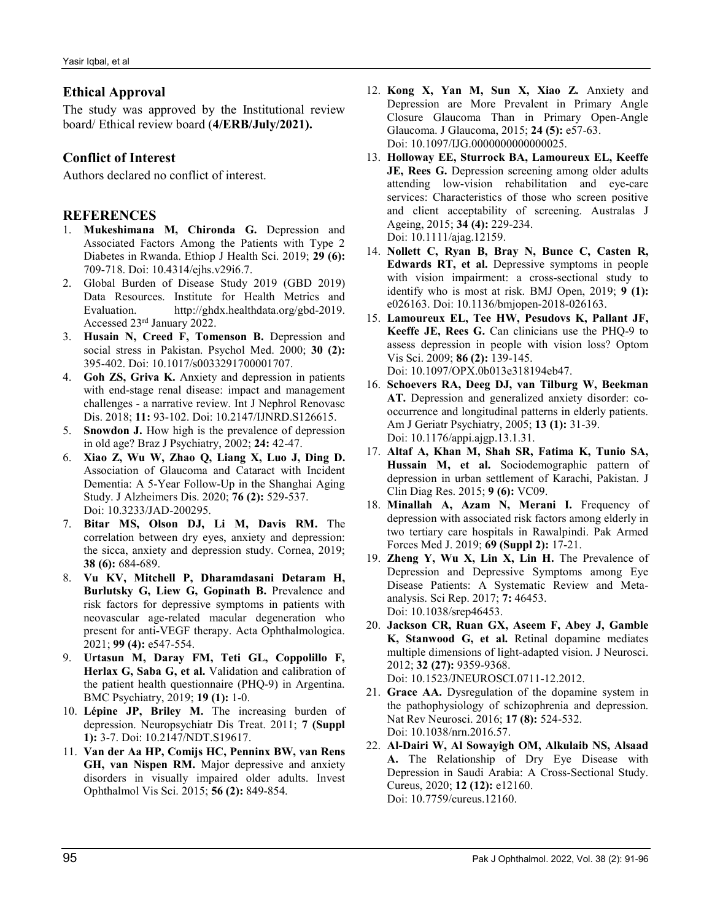## Ethical Approval

The study was approved by the Institutional review board/ Ethical review board (**4/ERB/July/2021).**

## Conflict of Interest

Authors declared no conflict of interest.

## REFERENCES

1. **Mukeshimana M, Chironda G.** Depression and Associated Factors Among the Patients with Type 2 Diabetes in Rwanda. Ethiop J Health Sci. 2019; **29 (6):** 709-718. Doi: 10.4314/ejhs.v29i6.7.
2. Global Burden of Disease Study 2019 (GBD 2019) Data Resources. Institute for Health Metrics and Evaluation. http://ghdx.healthdata.org/gbd-2019. Accessed 23rd January 2022.
3. **Husain N, Creed F, Tomenson B.** Depression and social stress in Pakistan. Psychol Med. 2000; **30 (2):** 395-402. Doi: 10.1017/s0033291700001707.
4. **Goh ZS, Griva K.** Anxiety and depression in patients with end-stage renal disease: impact and management challenges - a narrative review. Int J Nephrol Renovasc Dis. 2018; **11:** 93-102. Doi: 10.2147/IJNRD.S126615.
5. **Snowdon J.** How high is the prevalence of depression in old age? Braz J Psychiatry, 2002; **24:** 42-47.
6. **Xiao Z, Wu W, Zhao Q, Liang X, Luo J, Ding D.** Association of Glaucoma and Cataract with Incident Dementia: A 5-Year Follow-Up in the Shanghai Aging Study. J Alzheimers Dis. 2020; **76 (2):** 529-537. Doi: 10.3233/JAD-200295.
7. **Bitar MS, Olson DJ, Li M, Davis RM.** The correlation between dry eyes, anxiety and depression: the sicca, anxiety and depression study. Cornea, 2019; **38 (6):** 684-689.
8. **Vu KV, Mitchell P, Dharamdasani Detaram H, Burlutsky G, Liew G, Gopinath B.** Prevalence and risk factors for depressive symptoms in patients with neovascular age-related macular degeneration who present for anti-VEGF therapy. Acta Ophthalmologica. 2021; **99 (4):** e547-554.
9. **Urtasun M, Daray FM, Teti GL, Coppolillo F, Herlax G, Saba G, et al.** Validation and calibration of the patient health questionnaire (PHQ-9) in Argentina. BMC Psychiatry, 2019; **19 (1):** 1-0.
10. **Lépine JP, Briley M.** The increasing burden of depression. Neuropsychiatr Dis Treat. 2011; **7 (Suppl 1):** 3-7. Doi: 10.2147/NDT.S19617.
11. **Van der Aa HP, Comijs HC, Penninx BW, van Rens GH, van Nispen RM.** Major depressive and anxiety disorders in visually impaired older adults. Invest Ophthalmol Vis Sci. 2015; **56 (2):** 849-854.
12. **Kong X, Yan M, Sun X, Xiao Z.** Anxiety and Depression are More Prevalent in Primary Angle Closure Glaucoma Than in Primary Open-Angle Glaucoma. J Glaucoma, 2015; **24 (5):** e57-63. Doi: 10.1097/IJG.0000000000000025.
13. **Holloway EE, Sturrock BA, Lamoureux EL, Keeffe JE, Rees G.** Depression screening among older adults attending low-vision rehabilitation and eye-care services: Characteristics of those who screen positive and client acceptability of screening. Australas J Ageing, 2015; **34 (4):** 229-234. Doi: 10.1111/ajag.12159.
14. **Nollett C, Ryan B, Bray N, Bunce C, Casten R, Edwards RT, et al.** Depressive symptoms in people with vision impairment: a cross-sectional study to identify who is most at risk. BMJ Open, 2019; **9 (1):** e026163. Doi: 10.1136/bmjopen-2018-026163.
15. **Lamoureux EL, Tee HW, Pesudovs K, Pallant JF, Keeffe JE, Rees G.** Can clinicians use the PHQ-9 to assess depression in people with vision loss? Optom Vis Sci. 2009; **86 (2):** 139-145. Doi: 10.1097/OPX.0b013e318194eb47.
16. **Schoevers RA, Deeg DJ, van Tilburg W, Beekman AT.** Depression and generalized anxiety disorder: co-occurrence and longitudinal patterns in elderly patients. Am J Geriatr Psychiatry, 2005; **13 (1):** 31-39. Doi: 10.1176/appi.ajgp.13.1.31.
17. **Altaf A, Khan M, Shah SR, Fatima K, Tunio SA, Hussain M, et al.** Sociodemographic pattern of depression in urban settlement of Karachi, Pakistan. J Clin Diag Res. 2015; **9 (6):** VC09.
18. **Minallah A, Azam N, Merani I.** Frequency of depression with associated risk factors among elderly in two tertiary care hospitals in Rawalpindi. Pak Armed Forces Med J. 2019; **69 (Suppl 2):** 17-21.
19. **Zheng Y, Wu X, Lin X, Lin H.** The Prevalence of Depression and Depressive Symptoms among Eye Disease Patients: A Systematic Review and Meta-analysis. Sci Rep. 2017; **7:** 46453. Doi: 10.1038/srep46453.
20. **Jackson CR, Ruan GX, Aseem F, Abey J, Gamble K, Stanwood G, et al.** Retinal dopamine mediates multiple dimensions of light-adapted vision. J Neurosci. 2012; **32 (27):** 9359-9368. Doi: 10.1523/JNEUROSCI.0711-12.2012.
21. **Grace AA.** Dysregulation of the dopamine system in the pathophysiology of schizophrenia and depression. Nat Rev Neurosci. 2016; **17 (8):** 524-532. Doi: 10.1038/nrn.2016.57.
22. **Al-Dairi W, Al Sowayigh OM, Alkulaib NS, Alsaad A.** The Relationship of Dry Eye Disease with Depression in Saudi Arabia: A Cross-Sectional Study. Cureus, 2020; **12 (12):** e12160. Doi: 10.7759/cureus.12160.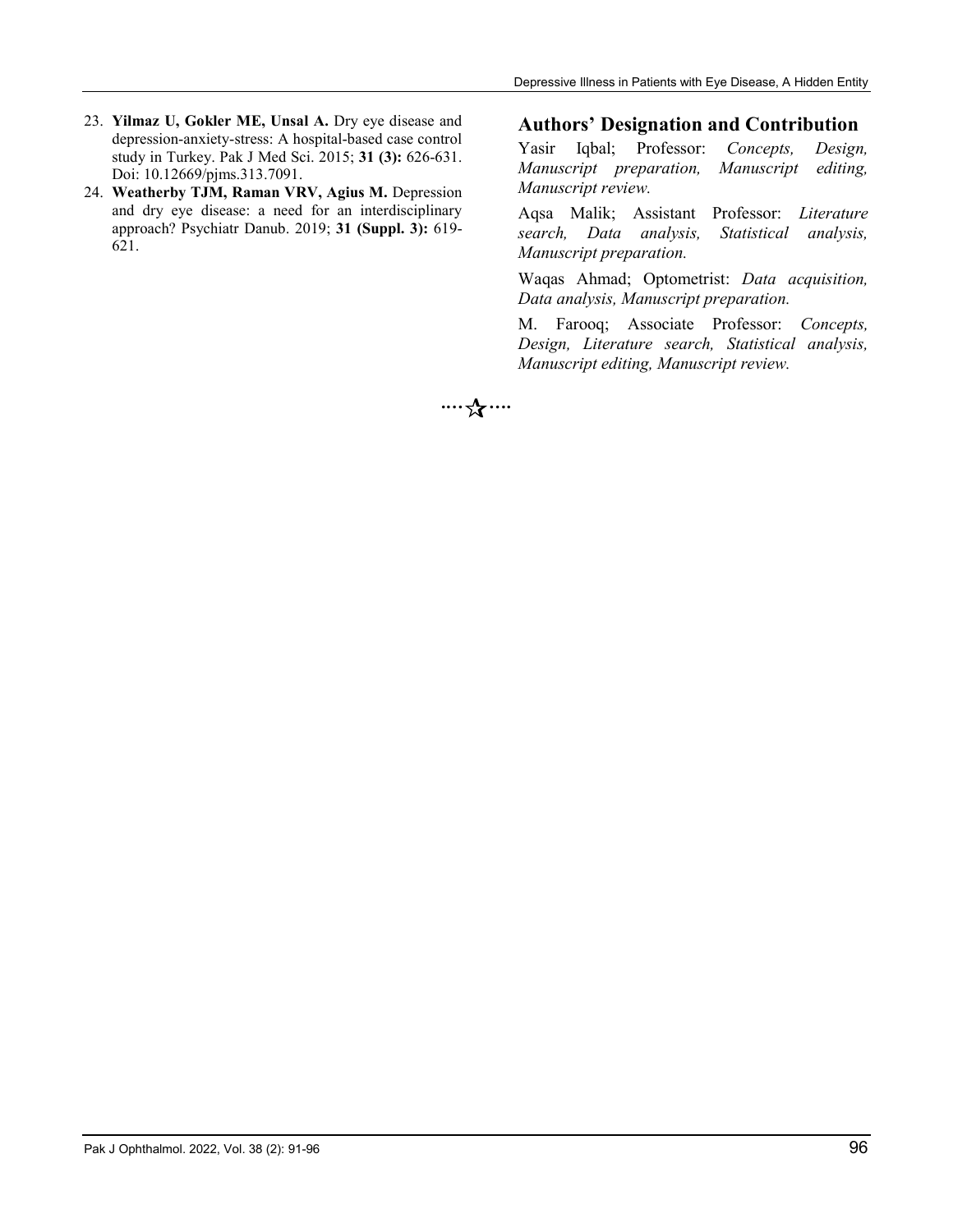23. **Yilmaz U, Gokler ME, Unsal A.** Dry eye disease and depression-anxiety-stress: A hospital-based case control study in Turkey. Pak J Med Sci. 2015; **31 (3):** 626-631. Doi: 10.12669/pjms.313.7091.
24. **Weatherby TJM, Raman VRV, Agius M.** Depression and dry eye disease: a need for an interdisciplinary approach? Psychiatr Danub. 2019; **31 (Suppl. 3):** 619-621.

## Authors' Designation and Contribution

Yasir Iqbal; Professor: *Concepts, Design, Manuscript preparation, Manuscript editing, Manuscript review.*

Aqsa Malik; Assistant Professor: *Literature search, Data analysis, Statistical analysis, Manuscript preparation.*

Waqas Ahmad; Optometrist: *Data acquisition, Data analysis, Manuscript preparation.*

M. Farooq; Associate Professor: *Concepts, Design, Literature search, Statistical analysis, Manuscript editing, Manuscript review.*

....☆....